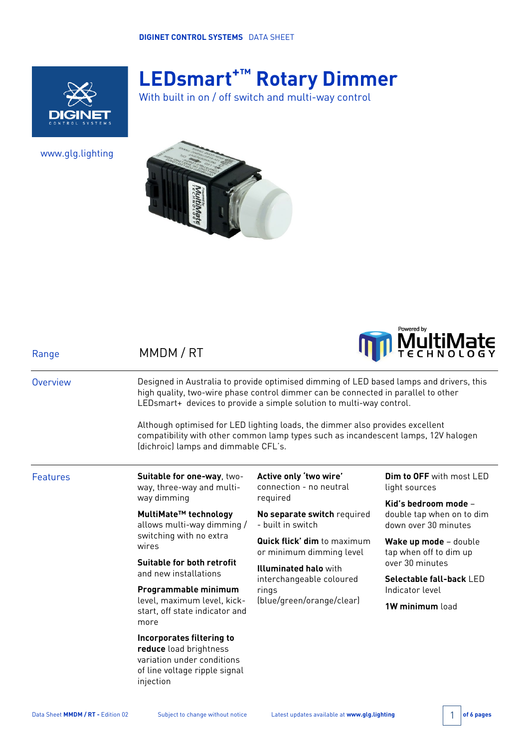# LEDsmart+™ Rotary Dimmer

With built in on / off switch and multi-way control

www.glg.lighting

## Range

MMDM / RT

## Overview

Designed in Australia to provide optimised dimming of LED based lamps and drivers, this high quality, two-wire phase control dimmer can be connected in parallel to other LEDsmart+ devices to provide a simple solution to multi-way control.

Although optimised for LED lighting loads, the dimmer also provides excellent compatibility with other common lamp types such as incandescent lamps, 12V halogen (dichroic) lamps and dimmable CFL's.

## Features

**Suitable for one-way**, two-way, three-way and multi-way dimming

**MultiMate™ technology** allows multi-way dimming / switching with no extra wires

**Suitable for both retrofit** and new installations

**Programmable minimum** level, maximum level, kick-start, off state indicator and more

**Incorporates filtering to reduce** load brightness variation under conditions of line voltage ripple signal injection

**Active only 'two wire'** connection - no neutral required

**No separate switch** required - built in switch

**Quick flick' dim** to maximum or minimum dimming level

**Illuminated halo** with interchangeable coloured rings (blue/green/orange/clear)

**Dim to OFF** with most LED light sources

**Kid's bedroom mode** – double tap when on to dim down over 30 minutes

**Wake up mode** – double tap when off to dim up over 30 minutes

**Selectable fall-back** LED Indicator level

**1W minimum** load

Data Sheet **MMDM / RT** - Edition 02 | Subject to change without notice | Latest updates available at **www.glg.lighting**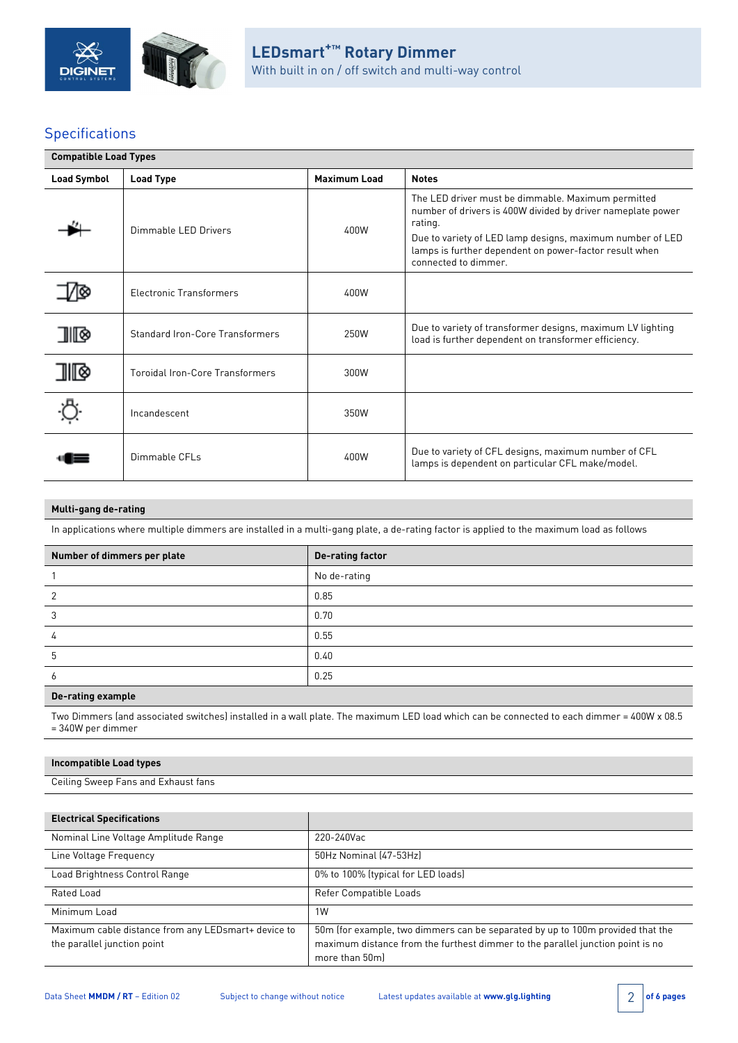## Specifications

| Compatible Load Types | | | |
|---|---|---|---|
| **Load Symbol** | **Load Type** | **Maximum Load** | **Notes** |
| | Dimmable LED Drivers | 400W | The LED driver must be dimmable. Maximum permitted number of drivers is 400W divided by driver nameplate power rating. Due to variety of LED lamp designs, maximum number of LED lamps is further dependent on power-factor result when connected to dimmer. |
| | Electronic Transformers | 400W | |
| | Standard Iron-Core Transformers | 250W | Due to variety of transformer designs, maximum LV lighting load is further dependent on transformer efficiency. |
| | Toroidal Iron-Core Transformers | 300W | |
| | Incandescent | 350W | |
| | Dimmable CFLs | 400W | Due to variety of CFL designs, maximum number of CFL lamps is dependent on particular CFL make/model. |

### Multi-gang de-rating

In applications where multiple dimmers are installed in a multi-gang plate, a de-rating factor is applied to the maximum load as follows

| Number of dimmers per plate | De-rating factor |
|---|---|
| 1 | No de-rating |
| 2 | 0.85 |
| 3 | 0.70 |
| 4 | 0.55 |
| 5 | 0.40 |
| 6 | 0.25 |

### De-rating example

Two Dimmers (and associated switches) installed in a wall plate. The maximum LED load which can be connected to each dimmer = 400W x 08.5 = 340W per dimmer

### Incompatible Load types

Ceiling Sweep Fans and Exhaust fans

| Electrical Specifications | |
|---|---|
| Nominal Line Voltage Amplitude Range | 220-240Vac |
| Line Voltage Frequency | 50Hz Nominal (47-53Hz) |
| Load Brightness Control Range | 0% to 100% (typical for LED loads) |
| Rated Load | Refer Compatible Loads |
| Minimum Load | 1W |
| Maximum cable distance from any LEDsmart+ device to the parallel junction point | 50m (for example, two dimmers can be separated by up to 100m provided that the maximum distance from the furthest dimmer to the parallel junction point is no more than 50m) |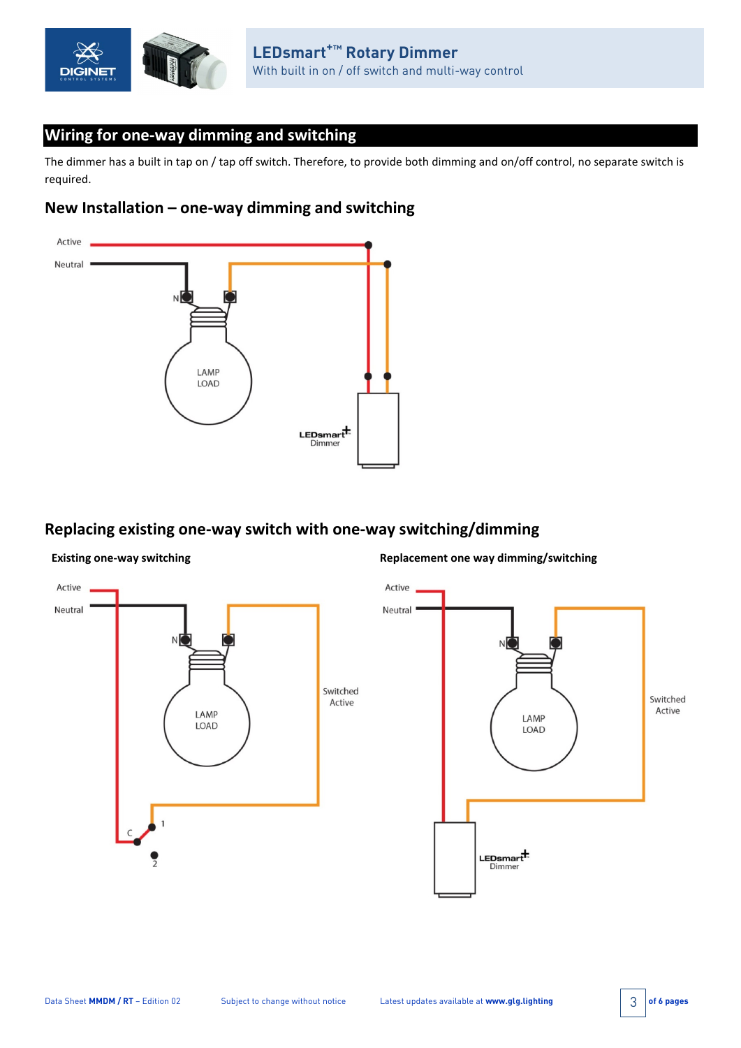## Wiring for one-way dimming and switching

The dimmer has a built in tap on / tap off switch. Therefore, to provide both dimming and on/off control, no separate switch is required.

### New Installation – one-way dimming and switching

Active

Neutral

N

LAMP LOAD

LEDsmart+ Dimmer

### Replacing existing one-way switch with one-way switching/dimming

**Existing one-way switching**

Active

Neutral

N

LAMP LOAD

Switched Active

C

1

2

**Replacement one way dimming/switching**

Active

Neutral

N

LAMP LOAD

Switched Active

LEDsmart+ Dimmer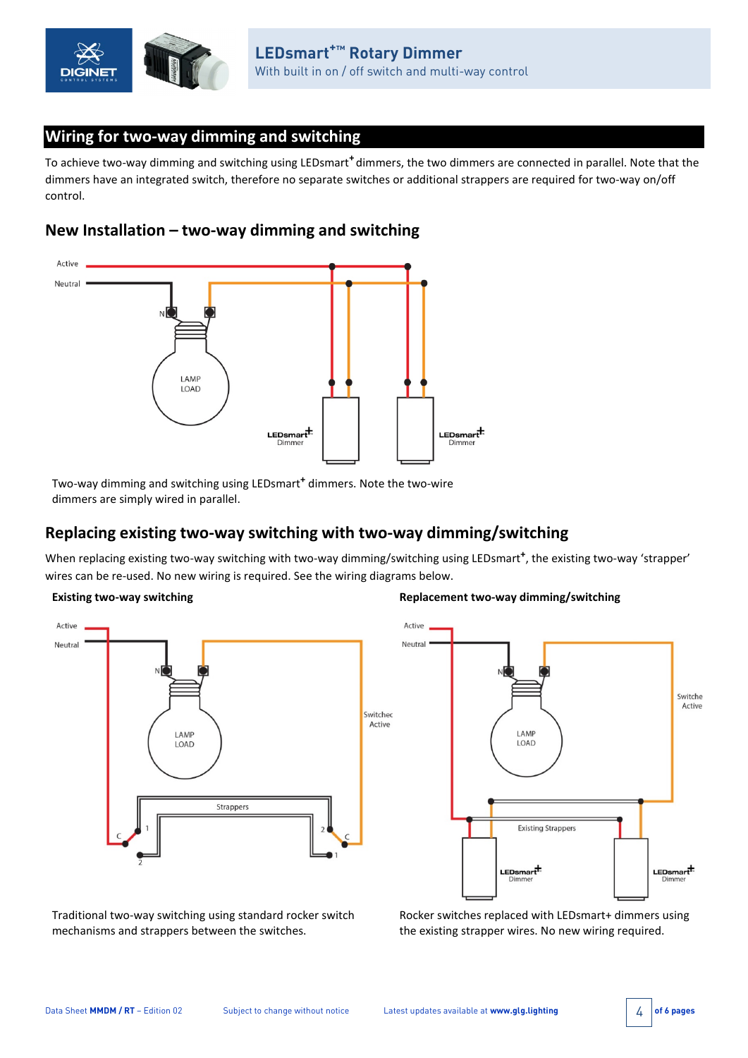## Wiring for two-way dimming and switching

To achieve two-way dimming and switching using LEDsmart+ dimmers, the two dimmers are connected in parallel. Note that the dimmers have an integrated switch, therefore no separate switches or additional strappers are required for two-way on/off control.

### New Installation – two-way dimming and switching

Two-way dimming and switching using LEDsmart+ dimmers. Note the two-wire dimmers are simply wired in parallel.

### Replacing existing two-way switching with two-way dimming/switching

When replacing existing two-way switching with two-way dimming/switching using LEDsmart+, the existing two-way 'strapper' wires can be re-used. No new wiring is required. See the wiring diagrams below.

**Existing two-way switching**

Traditional two-way switching using standard rocker switch mechanisms and strappers between the switches.

**Replacement two-way dimming/switching**

Rocker switches replaced with LEDsmart+ dimmers using the existing strapper wires. No new wiring required.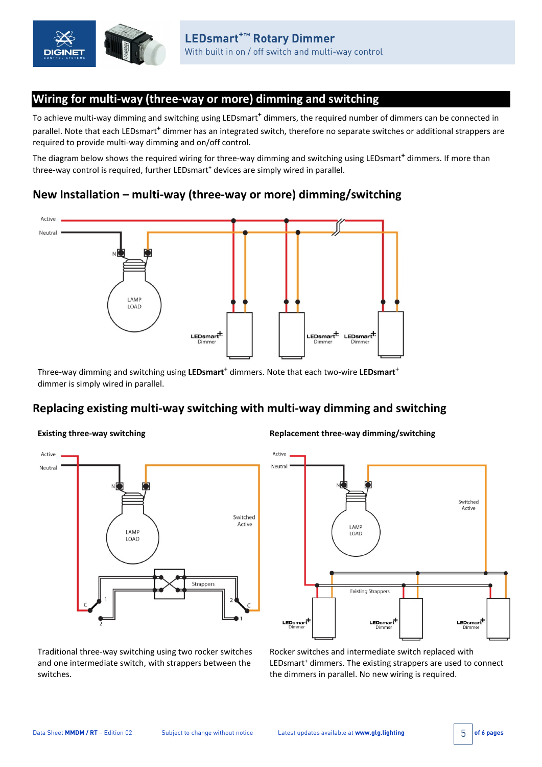## Wiring for multi-way (three-way or more) dimming and switching

To achieve multi-way dimming and switching using LEDsmart⁺ dimmers, the required number of dimmers can be connected in parallel. Note that each LEDsmart⁺ dimmer has an integrated switch, therefore no separate switches or additional strappers are required to provide multi-way dimming and on/off control.

The diagram below shows the required wiring for three-way dimming and switching using LEDsmart⁺ dimmers. If more than three-way control is required, further LEDsmart⁺ devices are simply wired in parallel.

### New Installation – multi-way (three-way or more) dimming/switching

Three-way dimming and switching using **LEDsmart⁺** dimmers. Note that each two-wire **LEDsmart⁺** dimmer is simply wired in parallel.

### Replacing existing multi-way switching with multi-way dimming and switching

**Existing three-way switching**

Traditional three-way switching using two rocker switches and one intermediate switch, with strappers between the switches.

**Replacement three-way dimming/switching**

Rocker switches and intermediate switch replaced with LEDsmart⁺ dimmers. The existing strappers are used to connect the dimmers in parallel. No new wiring is required.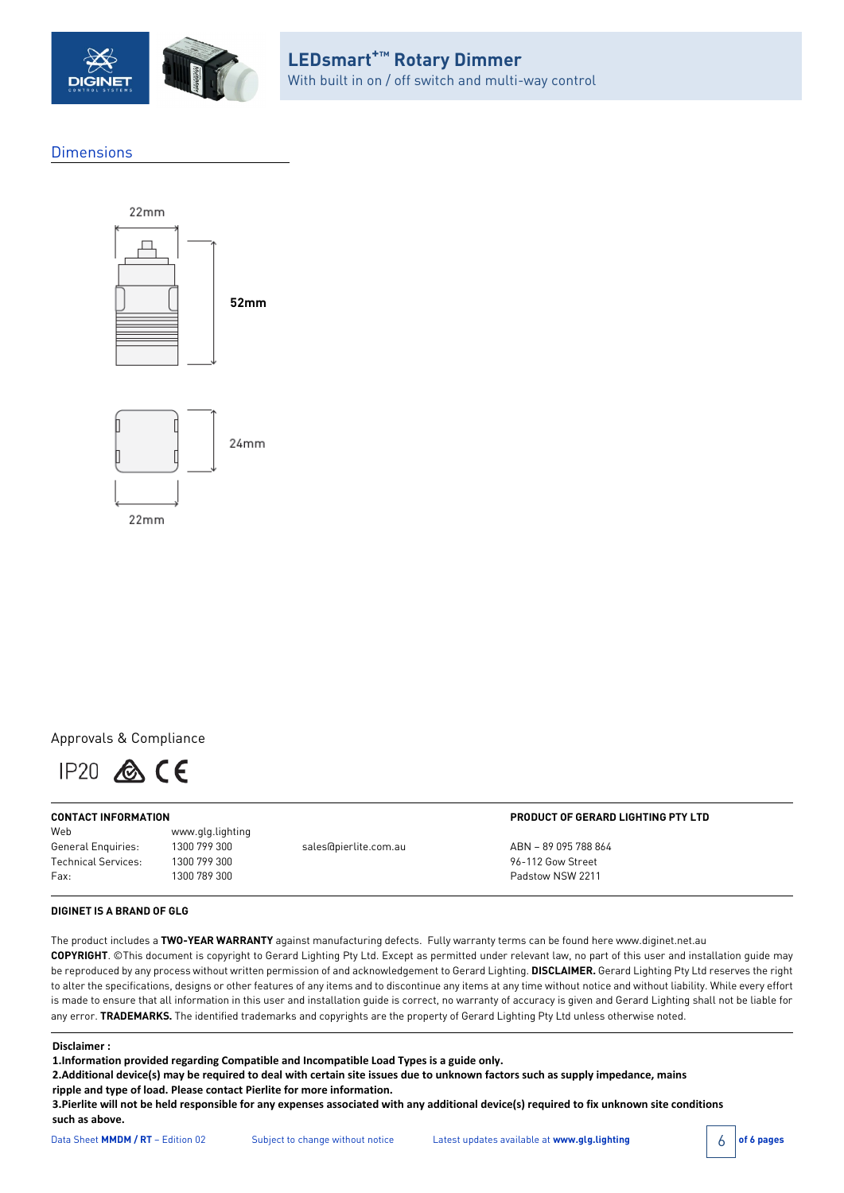# LEDsmart+™ Rotary Dimmer

With built in on / off switch and multi-way control

## Dimensions

22mm

52mm

24mm

22mm

Approvals & Compliance

IP20

**CONTACT INFORMATION**

| | | |
|---|---|---|
| Web | www.glg.lighting | |
| General Enquiries: | 1300 799 300 | sales@pierlite.com.au |
| Technical Services: | 1300 799 300 | |
| Fax: | 1300 789 300 | |

**PRODUCT OF GERARD LIGHTING PTY LTD**

ABN – 89 095 788 864
96-112 Gow Street
Padstow NSW 2211

**DIGINET IS A BRAND OF GLG**

The product includes a **TWO-YEAR WARRANTY** against manufacturing defects. Fully warranty terms can be found here www.diginet.net.au
**COPYRIGHT**. ©This document is copyright to Gerard Lighting Pty Ltd. Except as permitted under relevant law, no part of this user and installation guide may be reproduced by any process without written permission of and acknowledgement to Gerard Lighting. **DISCLAIMER.** Gerard Lighting Pty Ltd reserves the right to alter the specifications, designs or other features of any items and to discontinue any items at any time without notice and without liability. While every effort is made to ensure that all information in this user and installation guide is correct, no warranty of accuracy is given and Gerard Lighting shall not be liable for any error. **TRADEMARKS.** The identified trademarks and copyrights are the property of Gerard Lighting Pty Ltd unless otherwise noted.

**Disclaimer :**

**1.Information provided regarding Compatible and Incompatible Load Types is a guide only.**

**2.Additional device(s) may be required to deal with certain site issues due to unknown factors such as supply impedance, mains ripple and type of load. Please contact Pierlite for more information.**

**3.Pierlite will not be held responsible for any expenses associated with any additional device(s) required to fix unknown site conditions such as above.**

Data Sheet **MMDM / RT** – Edition 02 | Subject to change without notice | Latest updates available at **www.glg.lighting**